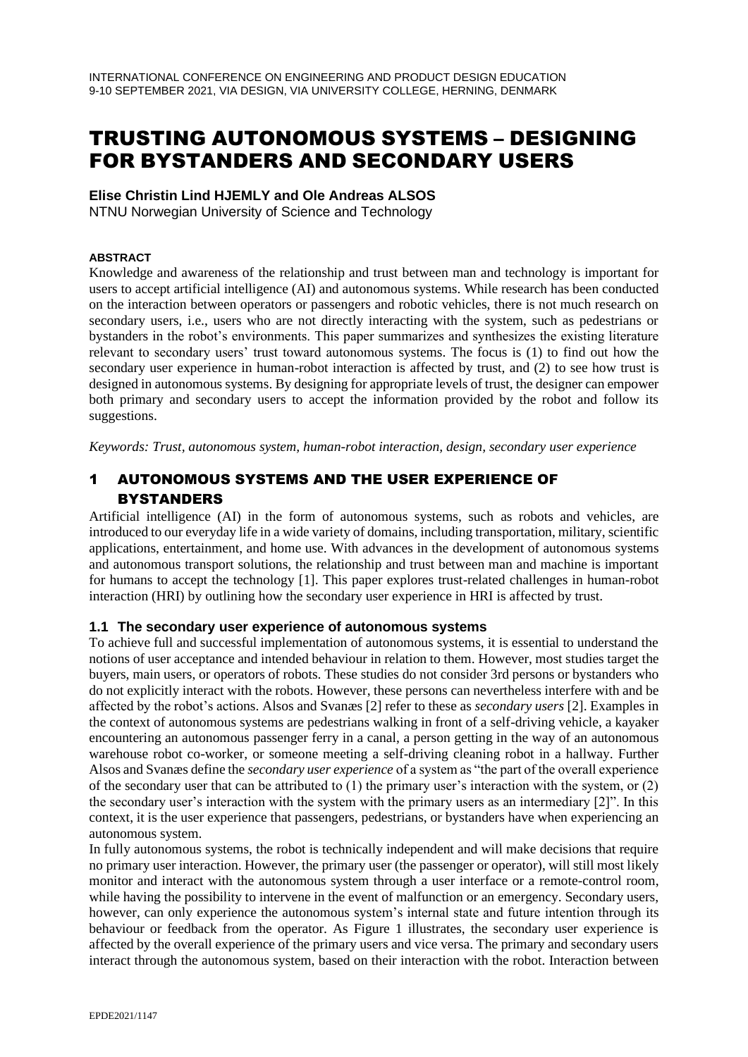# TRUSTING AUTONOMOUS SYSTEMS – DESIGNING FOR BYSTANDERS AND SECONDARY USERS

**Elise Christin Lind HJEMLY and Ole Andreas ALSOS**

NTNU Norwegian University of Science and Technology

**ABSTRACT**

Knowledge and awareness of the relationship and trust between man and technology is important for users to accept artificial intelligence (AI) and autonomous systems. While research has been conducted on the interaction between operators or passengers and robotic vehicles, there is not much research on secondary users, i.e., users who are not directly interacting with the system, such as pedestrians or bystanders in the robot's environments. This paper summarizes and synthesizes the existing literature relevant to secondary users' trust toward autonomous systems. The focus is (1) to find out how the secondary user experience in human-robot interaction is affected by trust, and (2) to see how trust is designed in autonomous systems. By designing for appropriate levels of trust, the designer can empower both primary and secondary users to accept the information provided by the robot and follow its suggestions.

*Keywords: Trust, autonomous system, human-robot interaction, design, secondary user experience*

## 1 AUTONOMOUS SYSTEMS AND THE USER EXPERIENCE OF BYSTANDERS

Artificial intelligence (AI) in the form of autonomous systems, such as robots and vehicles, are introduced to our everyday life in a wide variety of domains, including transportation, military, scientific applications, entertainment, and home use. With advances in the development of autonomous systems and autonomous transport solutions, the relationship and trust between man and machine is important for humans to accept the technology [1]. This paper explores trust-related challenges in human-robot interaction (HRI) by outlining how the secondary user experience in HRI is affected by trust.

### 1.1 The secondary user experience of autonomous systems

To achieve full and successful implementation of autonomous systems, it is essential to understand the notions of user acceptance and intended behaviour in relation to them. However, most studies target the buyers, main users, or operators of robots. These studies do not consider 3rd persons or bystanders who do not explicitly interact with the robots. However, these persons can nevertheless interfere with and be affected by the robot's actions. Alsos and Svanæs [2] refer to these as *secondary users* [2]. Examples in the context of autonomous systems are pedestrians walking in front of a self-driving vehicle, a kayaker encountering an autonomous passenger ferry in a canal, a person getting in the way of an autonomous warehouse robot co-worker, or someone meeting a self-driving cleaning robot in a hallway. Further Alsos and Svanæs define the *secondary user experience* of a system as "the part of the overall experience of the secondary user that can be attributed to (1) the primary user's interaction with the system, or (2) the secondary user's interaction with the system with the primary users as an intermediary [2]". In this context, it is the user experience that passengers, pedestrians, or bystanders have when experiencing an autonomous system.

In fully autonomous systems, the robot is technically independent and will make decisions that require no primary user interaction. However, the primary user (the passenger or operator), will still most likely monitor and interact with the autonomous system through a user interface or a remote-control room, while having the possibility to intervene in the event of malfunction or an emergency. Secondary users, however, can only experience the autonomous system's internal state and future intention through its behaviour or feedback from the operator. As Figure 1 illustrates, the secondary user experience is affected by the overall experience of the primary users and vice versa. The primary and secondary users interact through the autonomous system, based on their interaction with the robot. Interaction between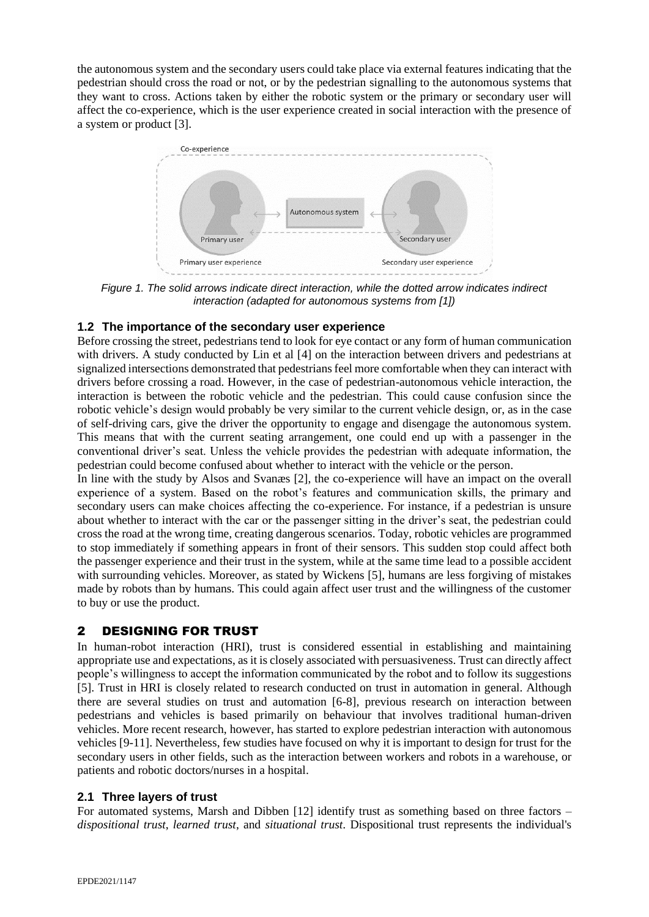the autonomous system and the secondary users could take place via external features indicating that the pedestrian should cross the road or not, or by the pedestrian signalling to the autonomous systems that they want to cross. Actions taken by either the robotic system or the primary or secondary user will affect the co-experience, which is the user experience created in social interaction with the presence of a system or product [3].

*Figure 1. The solid arrows indicate direct interaction, while the dotted arrow indicates indirect interaction (adapted for autonomous systems from [1])*

### 1.2 The importance of the secondary user experience

Before crossing the street, pedestrians tend to look for eye contact or any form of human communication with drivers. A study conducted by Lin et al [4] on the interaction between drivers and pedestrians at signalized intersections demonstrated that pedestrians feel more comfortable when they can interact with drivers before crossing a road. However, in the case of pedestrian-autonomous vehicle interaction, the interaction is between the robotic vehicle and the pedestrian. This could cause confusion since the robotic vehicle's design would probably be very similar to the current vehicle design, or, as in the case of self-driving cars, give the driver the opportunity to engage and disengage the autonomous system. This means that with the current seating arrangement, one could end up with a passenger in the conventional driver's seat. Unless the vehicle provides the pedestrian with adequate information, the pedestrian could become confused about whether to interact with the vehicle or the person.

In line with the study by Alsos and Svanæs [2], the co-experience will have an impact on the overall experience of a system. Based on the robot's features and communication skills, the primary and secondary users can make choices affecting the co-experience. For instance, if a pedestrian is unsure about whether to interact with the car or the passenger sitting in the driver's seat, the pedestrian could cross the road at the wrong time, creating dangerous scenarios. Today, robotic vehicles are programmed to stop immediately if something appears in front of their sensors. This sudden stop could affect both the passenger experience and their trust in the system, while at the same time lead to a possible accident with surrounding vehicles. Moreover, as stated by Wickens [5], humans are less forgiving of mistakes made by robots than by humans. This could again affect user trust and the willingness of the customer to buy or use the product.

## 2 DESIGNING FOR TRUST

In human-robot interaction (HRI), trust is considered essential in establishing and maintaining appropriate use and expectations, as it is closely associated with persuasiveness. Trust can directly affect people's willingness to accept the information communicated by the robot and to follow its suggestions [5]. Trust in HRI is closely related to research conducted on trust in automation in general. Although there are several studies on trust and automation [6-8], previous research on interaction between pedestrians and vehicles is based primarily on behaviour that involves traditional human-driven vehicles. More recent research, however, has started to explore pedestrian interaction with autonomous vehicles [9-11]. Nevertheless, few studies have focused on why it is important to design for trust for the secondary users in other fields, such as the interaction between workers and robots in a warehouse, or patients and robotic doctors/nurses in a hospital.

### 2.1 Three layers of trust

For automated systems, Marsh and Dibben [12] identify trust as something based on three factors – *dispositional trust*, *learned trust*, and *situational trust*. Dispositional trust represents the individual's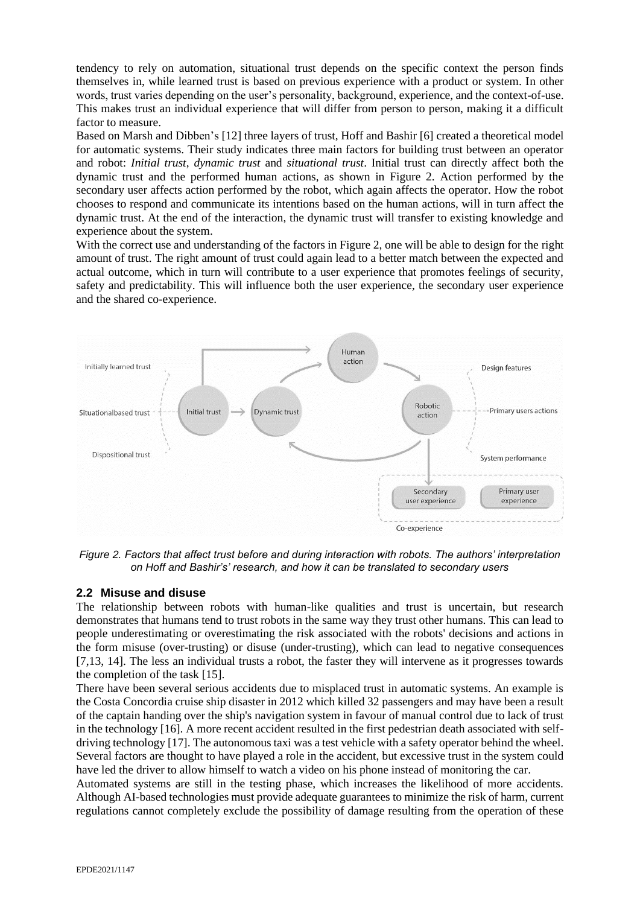tendency to rely on automation, situational trust depends on the specific context the person finds themselves in, while learned trust is based on previous experience with a product or system. In other words, trust varies depending on the user's personality, background, experience, and the context-of-use. This makes trust an individual experience that will differ from person to person, making it a difficult factor to measure.

Based on Marsh and Dibben's [12] three layers of trust, Hoff and Bashir [6] created a theoretical model for automatic systems. Their study indicates three main factors for building trust between an operator and robot: *Initial trust*, *dynamic trust* and *situational trust*. Initial trust can directly affect both the dynamic trust and the performed human actions, as shown in Figure 2. Action performed by the secondary user affects action performed by the robot, which again affects the operator. How the robot chooses to respond and communicate its intentions based on the human actions, will in turn affect the dynamic trust. At the end of the interaction, the dynamic trust will transfer to existing knowledge and experience about the system.

With the correct use and understanding of the factors in Figure 2, one will be able to design for the right amount of trust. The right amount of trust could again lead to a better match between the expected and actual outcome, which in turn will contribute to a user experience that promotes feelings of security, safety and predictability. This will influence both the user experience, the secondary user experience and the shared co-experience.

*Figure 2. Factors that affect trust before and during interaction with robots. The authors' interpretation on Hoff and Bashir's research, and how it can be translated to secondary users*

## 2.2 Misuse and disuse

The relationship between robots with human-like qualities and trust is uncertain, but research demonstrates that humans tend to trust robots in the same way they trust other humans. This can lead to people underestimating or overestimating the risk associated with the robots' decisions and actions in the form misuse (over-trusting) or disuse (under-trusting), which can lead to negative consequences [7,13, 14]. The less an individual trusts a robot, the faster they will intervene as it progresses towards the completion of the task [15].

There have been several serious accidents due to misplaced trust in automatic systems. An example is the Costa Concordia cruise ship disaster in 2012 which killed 32 passengers and may have been a result of the captain handing over the ship's navigation system in favour of manual control due to lack of trust in the technology [16]. A more recent accident resulted in the first pedestrian death associated with self-driving technology [17]. The autonomous taxi was a test vehicle with a safety operator behind the wheel. Several factors are thought to have played a role in the accident, but excessive trust in the system could have led the driver to allow himself to watch a video on his phone instead of monitoring the car.

Automated systems are still in the testing phase, which increases the likelihood of more accidents. Although AI-based technologies must provide adequate guarantees to minimize the risk of harm, current regulations cannot completely exclude the possibility of damage resulting from the operation of these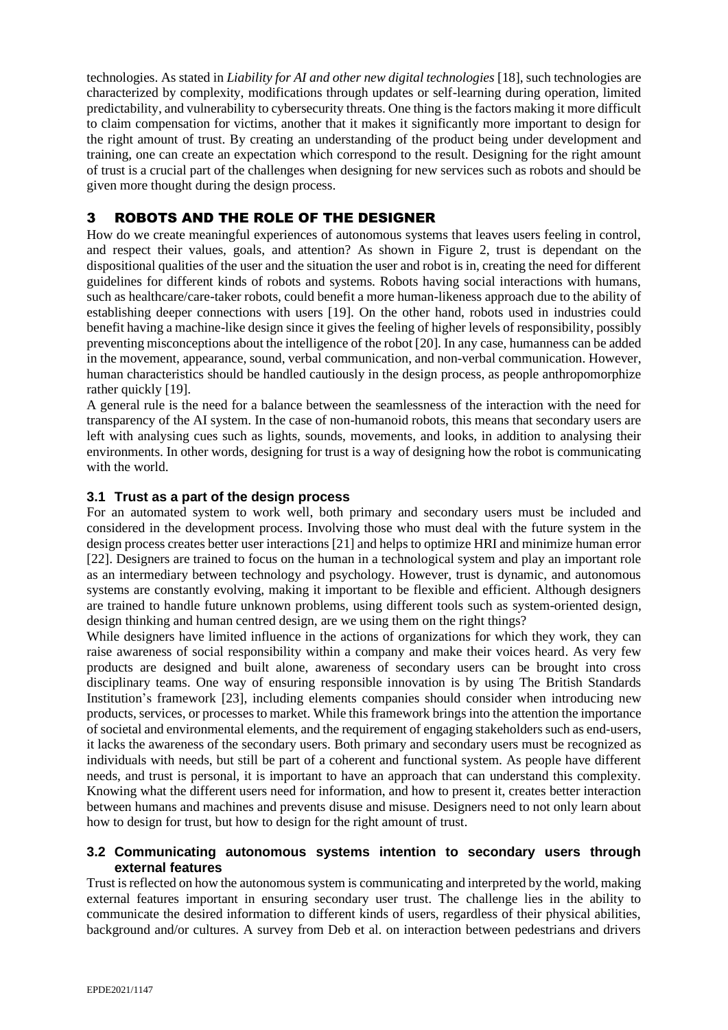technologies. As stated in *Liability for AI and other new digital technologies* [18], such technologies are characterized by complexity, modifications through updates or self-learning during operation, limited predictability, and vulnerability to cybersecurity threats. One thing is the factors making it more difficult to claim compensation for victims, another that it makes it significantly more important to design for the right amount of trust. By creating an understanding of the product being under development and training, one can create an expectation which correspond to the result. Designing for the right amount of trust is a crucial part of the challenges when designing for new services such as robots and should be given more thought during the design process.

# 3 ROBOTS AND THE ROLE OF THE DESIGNER

How do we create meaningful experiences of autonomous systems that leaves users feeling in control, and respect their values, goals, and attention? As shown in Figure 2, trust is dependant on the dispositional qualities of the user and the situation the user and robot is in, creating the need for different guidelines for different kinds of robots and systems. Robots having social interactions with humans, such as healthcare/care-taker robots, could benefit a more human-likeness approach due to the ability of establishing deeper connections with users [19]. On the other hand, robots used in industries could benefit having a machine-like design since it gives the feeling of higher levels of responsibility, possibly preventing misconceptions about the intelligence of the robot [20]. In any case, humanness can be added in the movement, appearance, sound, verbal communication, and non-verbal communication. However, human characteristics should be handled cautiously in the design process, as people anthropomorphize rather quickly [19].

A general rule is the need for a balance between the seamlessness of the interaction with the need for transparency of the AI system. In the case of non-humanoid robots, this means that secondary users are left with analysing cues such as lights, sounds, movements, and looks, in addition to analysing their environments. In other words, designing for trust is a way of designing how the robot is communicating with the world.

## 3.1 Trust as a part of the design process

For an automated system to work well, both primary and secondary users must be included and considered in the development process. Involving those who must deal with the future system in the design process creates better user interactions [21] and helps to optimize HRI and minimize human error [22]. Designers are trained to focus on the human in a technological system and play an important role as an intermediary between technology and psychology. However, trust is dynamic, and autonomous systems are constantly evolving, making it important to be flexible and efficient. Although designers are trained to handle future unknown problems, using different tools such as system-oriented design, design thinking and human centred design, are we using them on the right things?

While designers have limited influence in the actions of organizations for which they work, they can raise awareness of social responsibility within a company and make their voices heard. As very few products are designed and built alone, awareness of secondary users can be brought into cross disciplinary teams. One way of ensuring responsible innovation is by using The British Standards Institution's framework [23], including elements companies should consider when introducing new products, services, or processes to market. While this framework brings into the attention the importance of societal and environmental elements, and the requirement of engaging stakeholders such as end-users, it lacks the awareness of the secondary users. Both primary and secondary users must be recognized as individuals with needs, but still be part of a coherent and functional system. As people have different needs, and trust is personal, it is important to have an approach that can understand this complexity. Knowing what the different users need for information, and how to present it, creates better interaction between humans and machines and prevents disuse and misuse. Designers need to not only learn about how to design for trust, but how to design for the right amount of trust.

## 3.2 Communicating autonomous systems intention to secondary users through external features

Trust is reflected on how the autonomous system is communicating and interpreted by the world, making external features important in ensuring secondary user trust. The challenge lies in the ability to communicate the desired information to different kinds of users, regardless of their physical abilities, background and/or cultures. A survey from Deb et al. on interaction between pedestrians and drivers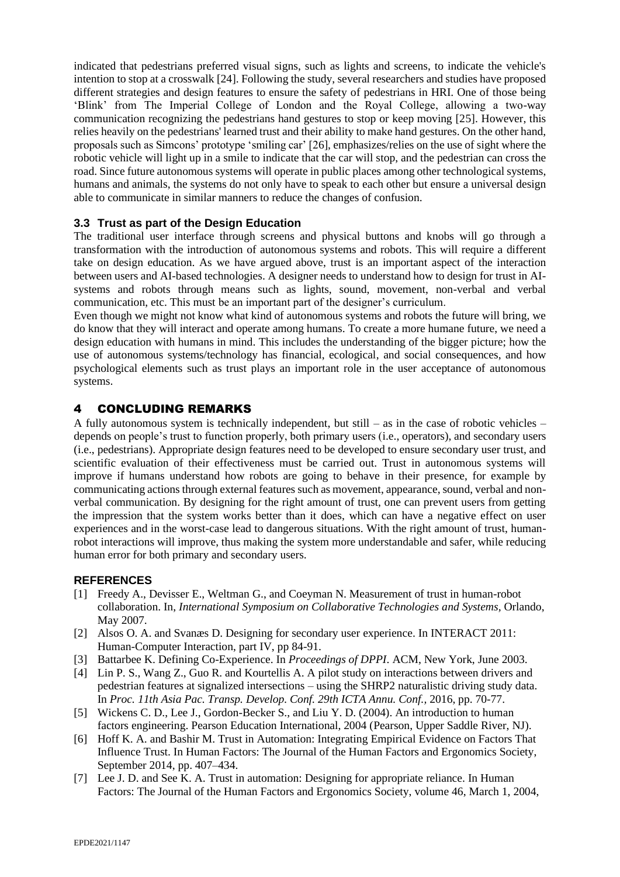indicated that pedestrians preferred visual signs, such as lights and screens, to indicate the vehicle's intention to stop at a crosswalk [24]. Following the study, several researchers and studies have proposed different strategies and design features to ensure the safety of pedestrians in HRI. One of those being 'Blink' from The Imperial College of London and the Royal College, allowing a two-way communication recognizing the pedestrians hand gestures to stop or keep moving [25]. However, this relies heavily on the pedestrians' learned trust and their ability to make hand gestures. On the other hand, proposals such as Simcons' prototype 'smiling car' [26], emphasizes/relies on the use of sight where the robotic vehicle will light up in a smile to indicate that the car will stop, and the pedestrian can cross the road. Since future autonomous systems will operate in public places among other technological systems, humans and animals, the systems do not only have to speak to each other but ensure a universal design able to communicate in similar manners to reduce the changes of confusion.

### 3.3 Trust as part of the Design Education

The traditional user interface through screens and physical buttons and knobs will go through a transformation with the introduction of autonomous systems and robots. This will require a different take on design education. As we have argued above, trust is an important aspect of the interaction between users and AI-based technologies. A designer needs to understand how to design for trust in AI-systems and robots through means such as lights, sound, movement, non-verbal and verbal communication, etc. This must be an important part of the designer's curriculum.

Even though we might not know what kind of autonomous systems and robots the future will bring, we do know that they will interact and operate among humans. To create a more humane future, we need a design education with humans in mind. This includes the understanding of the bigger picture; how the use of autonomous systems/technology has financial, ecological, and social consequences, and how psychological elements such as trust plays an important role in the user acceptance of autonomous systems.

## 4 CONCLUDING REMARKS

A fully autonomous system is technically independent, but still – as in the case of robotic vehicles – depends on people's trust to function properly, both primary users (i.e., operators), and secondary users (i.e., pedestrians). Appropriate design features need to be developed to ensure secondary user trust, and scientific evaluation of their effectiveness must be carried out. Trust in autonomous systems will improve if humans understand how robots are going to behave in their presence, for example by communicating actions through external features such as movement, appearance, sound, verbal and non-verbal communication. By designing for the right amount of trust, one can prevent users from getting the impression that the system works better than it does, which can have a negative effect on user experiences and in the worst-case lead to dangerous situations. With the right amount of trust, human-robot interactions will improve, thus making the system more understandable and safer, while reducing human error for both primary and secondary users.

### REFERENCES

[1] Freedy A., Devisser E., Weltman G., and Coeyman N. Measurement of trust in human-robot collaboration. In, *International Symposium on Collaborative Technologies and Systems*, Orlando, May 2007.

[2] Alsos O. A. and Svanæs D. Designing for secondary user experience. In INTERACT 2011: Human-Computer Interaction, part IV, pp 84-91.

[3] Battarbee K. Defining Co-Experience. In *Proceedings of DPPI*. ACM, New York, June 2003.

[4] Lin P. S., Wang Z., Guo R. and Kourtellis A. A pilot study on interactions between drivers and pedestrian features at signalized intersections – using the SHRP2 naturalistic driving study data. In *Proc. 11th Asia Pac. Transp. Develop. Conf. 29th ICTA Annu. Conf.*, 2016, pp. 70-77.

[5] Wickens C. D., Lee J., Gordon-Becker S., and Liu Y. D. (2004). An introduction to human factors engineering. Pearson Education International, 2004 (Pearson, Upper Saddle River, NJ).

[6] Hoff K. A. and Bashir M. Trust in Automation: Integrating Empirical Evidence on Factors That Influence Trust. In Human Factors: The Journal of the Human Factors and Ergonomics Society, September 2014, pp. 407–434.

[7] Lee J. D. and See K. A. Trust in automation: Designing for appropriate reliance. In Human Factors: The Journal of the Human Factors and Ergonomics Society, volume 46, March 1, 2004,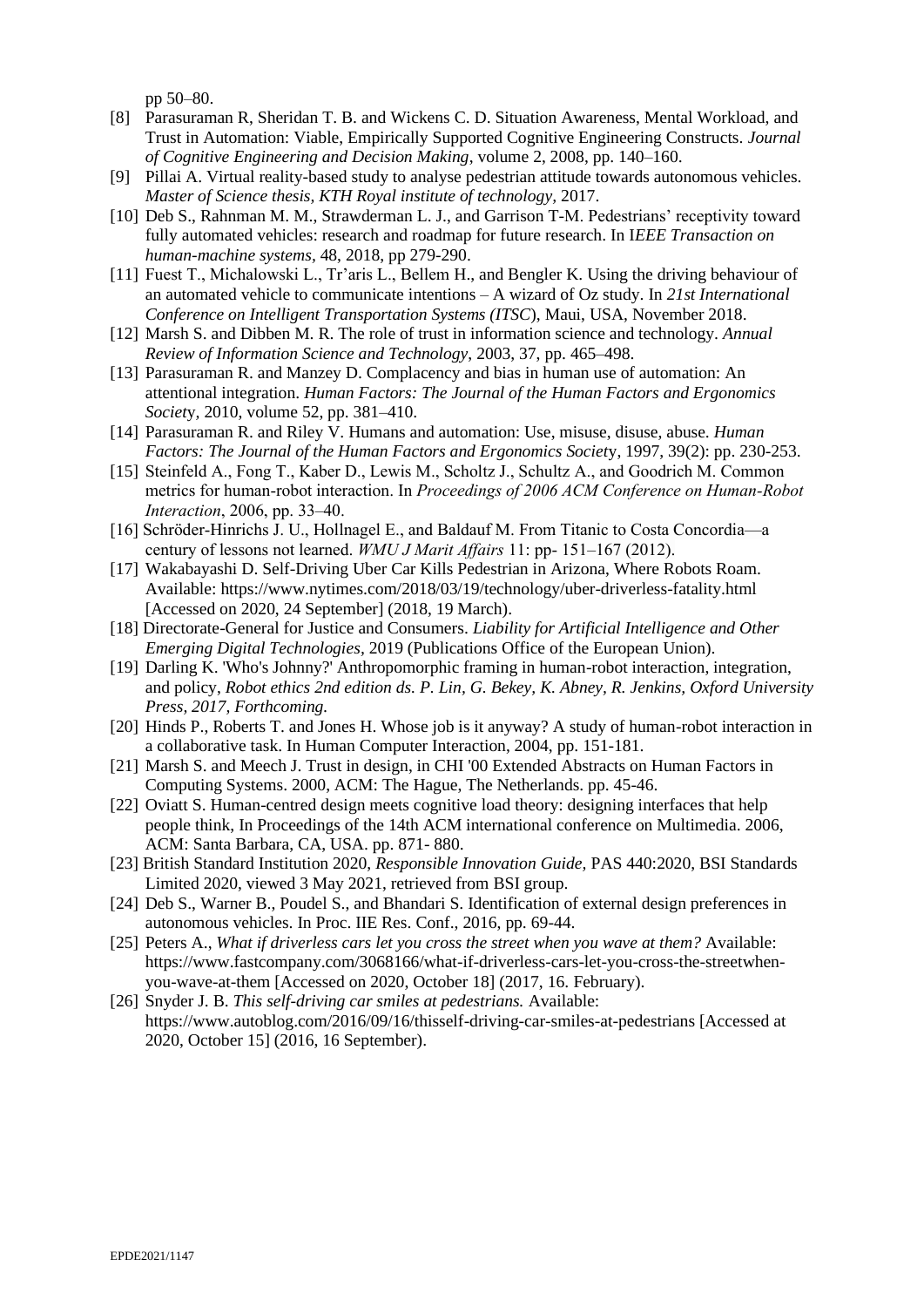pp 50–80.

[8] Parasuraman R, Sheridan T. B. and Wickens C. D. Situation Awareness, Mental Workload, and Trust in Automation: Viable, Empirically Supported Cognitive Engineering Constructs. *Journal of Cognitive Engineering and Decision Making*, volume 2, 2008, pp. 140–160.

[9] Pillai A. Virtual reality-based study to analyse pedestrian attitude towards autonomous vehicles. *Master of Science thesis, KTH Royal institute of technology*, 2017.

[10] Deb S., Rahnman M. M., Strawderman L. J., and Garrison T-M. Pedestrians' receptivity toward fully automated vehicles: research and roadmap for future research. In I*EEE Transaction on human-machine systems*, 48, 2018, pp 279-290.

[11] Fuest T., Michalowski L., Tr'aris L., Bellem H., and Bengler K. Using the driving behaviour of an automated vehicle to communicate intentions – A wizard of Oz study. In *21st International Conference on Intelligent Transportation Systems (ITSC*), Maui, USA, November 2018.

[12] Marsh S. and Dibben M. R. The role of trust in information science and technology. *Annual Review of Information Science and Technology*, 2003, 37, pp. 465–498.

[13] Parasuraman R. and Manzey D. Complacency and bias in human use of automation: An attentional integration. *Human Factors: The Journal of the Human Factors and Ergonomics Societ*y, 2010, volume 52, pp. 381–410.

[14] Parasuraman R. and Riley V. Humans and automation: Use, misuse, disuse, abuse. *Human Factors: The Journal of the Human Factors and Ergonomics Societ*y, 1997, 39(2): pp. 230-253.

[15] Steinfeld A., Fong T., Kaber D., Lewis M., Scholtz J., Schultz A., and Goodrich M. Common metrics for human-robot interaction. In *Proceedings of 2006 ACM Conference on Human-Robot Interaction*, 2006, pp. 33–40.

[16] Schröder-Hinrichs J. U., Hollnagel E., and Baldauf M. From Titanic to Costa Concordia—a century of lessons not learned. *WMU J Marit Affairs* 11: pp- 151–167 (2012).

[17] Wakabayashi D. Self-Driving Uber Car Kills Pedestrian in Arizona, Where Robots Roam. Available: https://www.nytimes.com/2018/03/19/technology/uber-driverless-fatality.html [Accessed on 2020, 24 September] (2018, 19 March).

[18] Directorate-General for Justice and Consumers. *Liability for Artificial Intelligence and Other Emerging Digital Technologies,* 2019 (Publications Office of the European Union).

[19] Darling K. 'Who's Johnny?' Anthropomorphic framing in human-robot interaction, integration, and policy, *Robot ethics 2nd edition ds. P. Lin, G. Bekey, K. Abney, R. Jenkins, Oxford University Press, 2017, Forthcoming.*

[20] Hinds P., Roberts T. and Jones H. Whose job is it anyway? A study of human-robot interaction in a collaborative task. In Human Computer Interaction, 2004, pp. 151-181.

[21] Marsh S. and Meech J. Trust in design, in CHI '00 Extended Abstracts on Human Factors in Computing Systems. 2000, ACM: The Hague, The Netherlands. pp. 45-46.

[22] Oviatt S. Human-centred design meets cognitive load theory: designing interfaces that help people think, In Proceedings of the 14th ACM international conference on Multimedia. 2006, ACM: Santa Barbara, CA, USA. pp. 871- 880.

[23] British Standard Institution 2020, *Responsible Innovation Guide,* PAS 440:2020, BSI Standards Limited 2020, viewed 3 May 2021, retrieved from BSI group.

[24] Deb S., Warner B., Poudel S., and Bhandari S. Identification of external design preferences in autonomous vehicles. In Proc. IIE Res. Conf., 2016, pp. 69-44.

[25] Peters A., *What if driverless cars let you cross the street when you wave at them?* Available: https://www.fastcompany.com/3068166/what-if-driverless-cars-let-you-cross-the-streetwhen-you-wave-at-them [Accessed on 2020, October 18] (2017, 16. February).

[26] Snyder J. B. *This self-driving car smiles at pedestrians.* Available: https://www.autoblog.com/2016/09/16/thisself-driving-car-smiles-at-pedestrians [Accessed at 2020, October 15] (2016, 16 September).